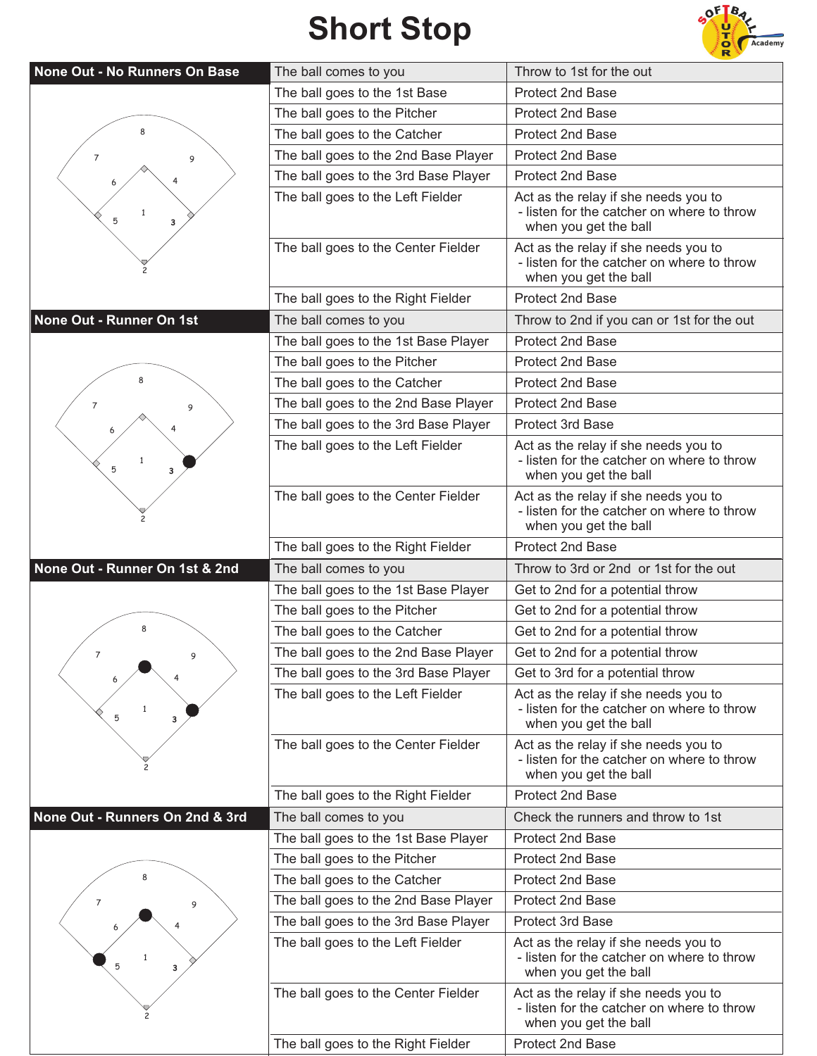# Short Stop

## None Out - No Runners On Base

| Situation | Action |
|---|---|
| The ball comes to you | Throw to 1st for the out |
| The ball goes to the 1st Base | Protect 2nd Base |
| The ball goes to the Pitcher | Protect 2nd Base |
| The ball goes to the Catcher | Protect 2nd Base |
| The ball goes to the 2nd Base Player | Protect 2nd Base |
| The ball goes to the 3rd Base Player | Protect 2nd Base |
| The ball goes to the Left Fielder | Act as the relay if she needs you to - listen for the catcher on where to throw when you get the ball |
| The ball goes to the Center Fielder | Act as the relay if she needs you to - listen for the catcher on where to throw when you get the ball |
| The ball goes to the Right Fielder | Protect 2nd Base |

## None Out - Runner On 1st

| Situation | Action |
|---|---|
| The ball comes to you | Throw to 2nd if you can or 1st for the out |
| The ball goes to the 1st Base Player | Protect 2nd Base |
| The ball goes to the Pitcher | Protect 2nd Base |
| The ball goes to the Catcher | Protect 2nd Base |
| The ball goes to the 2nd Base Player | Protect 2nd Base |
| The ball goes to the 3rd Base Player | Protect 3rd Base |
| The ball goes to the Left Fielder | Act as the relay if she needs you to - listen for the catcher on where to throw when you get the ball |
| The ball goes to the Center Fielder | Act as the relay if she needs you to - listen for the catcher on where to throw when you get the ball |
| The ball goes to the Right Fielder | Protect 2nd Base |

## None Out - Runner On 1st & 2nd

| Situation | Action |
|---|---|
| The ball comes to you | Throw to 3rd or 2nd or 1st for the out |
| The ball goes to the 1st Base Player | Get to 2nd for a potential throw |
| The ball goes to the Pitcher | Get to 2nd for a potential throw |
| The ball goes to the Catcher | Get to 2nd for a potential throw |
| The ball goes to the 2nd Base Player | Get to 2nd for a potential throw |
| The ball goes to the 3rd Base Player | Get to 3rd for a potential throw |
| The ball goes to the Left Fielder | Act as the relay if she needs you to - listen for the catcher on where to throw when you get the ball |
| The ball goes to the Center Fielder | Act as the relay if she needs you to - listen for the catcher on where to throw when you get the ball |
| The ball goes to the Right Fielder | Protect 2nd Base |

## None Out - Runners On 2nd & 3rd

| Situation | Action |
|---|---|
| The ball comes to you | Check the runners and throw to 1st |
| The ball goes to the 1st Base Player | Protect 2nd Base |
| The ball goes to the Pitcher | Protect 2nd Base |
| The ball goes to the Catcher | Protect 2nd Base |
| The ball goes to the 2nd Base Player | Protect 2nd Base |
| The ball goes to the 3rd Base Player | Protect 3rd Base |
| The ball goes to the Left Fielder | Act as the relay if she needs you to - listen for the catcher on where to throw when you get the ball |
| The ball goes to the Center Fielder | Act as the relay if she needs you to - listen for the catcher on where to throw when you get the ball |
| The ball goes to the Right Fielder | Protect 2nd Base |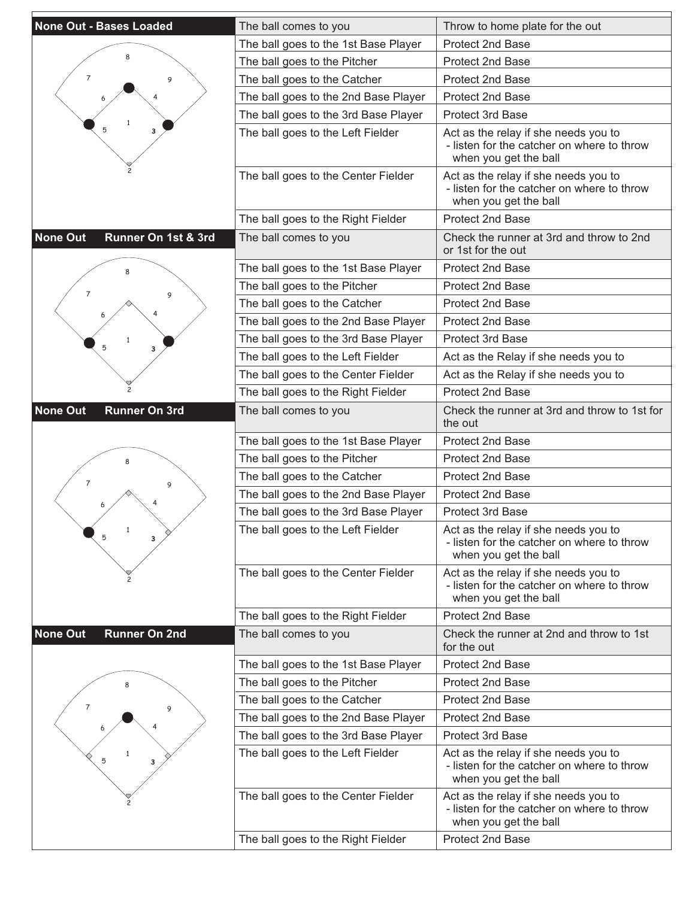| None Out - Bases Loaded | | |
|---|---|---|
| | The ball comes to you | Throw to home plate for the out |
| | The ball goes to the 1st Base Player | Protect 2nd Base |
| | The ball goes to the Pitcher | Protect 2nd Base |
| | The ball goes to the Catcher | Protect 2nd Base |
| | The ball goes to the 2nd Base Player | Protect 2nd Base |
| | The ball goes to the 3rd Base Player | Protect 3rd Base |
| | The ball goes to the Left Fielder | Act as the relay if she needs you to - listen for the catcher on where to throw when you get the ball |
| | The ball goes to the Center Fielder | Act as the relay if she needs you to - listen for the catcher on where to throw when you get the ball |
| | The ball goes to the Right Fielder | Protect 2nd Base |
| **None Out Runner On 1st & 3rd** | The ball comes to you | Check the runner at 3rd and throw to 2nd or 1st for the out |
| | The ball goes to the 1st Base Player | Protect 2nd Base |
| | The ball goes to the Pitcher | Protect 2nd Base |
| | The ball goes to the Catcher | Protect 2nd Base |
| | The ball goes to the 2nd Base Player | Protect 2nd Base |
| | The ball goes to the 3rd Base Player | Protect 3rd Base |
| | The ball goes to the Left Fielder | Act as the Relay if she needs you to |
| | The ball goes to the Center Fielder | Act as the Relay if she needs you to |
| | The ball goes to the Right Fielder | Protect 2nd Base |
| **None Out Runner On 3rd** | The ball comes to you | Check the runner at 3rd and throw to 1st for the out |
| | The ball goes to the 1st Base Player | Protect 2nd Base |
| | The ball goes to the Pitcher | Protect 2nd Base |
| | The ball goes to the Catcher | Protect 2nd Base |
| | The ball goes to the 2nd Base Player | Protect 2nd Base |
| | The ball goes to the 3rd Base Player | Protect 3rd Base |
| | The ball goes to the Left Fielder | Act as the relay if she needs you to - listen for the catcher on where to throw when you get the ball |
| | The ball goes to the Center Fielder | Act as the relay if she needs you to - listen for the catcher on where to throw when you get the ball |
| | The ball goes to the Right Fielder | Protect 2nd Base |
| **None Out Runner On 2nd** | The ball comes to you | Check the runner at 2nd and throw to 1st for the out |
| | The ball goes to the 1st Base Player | Protect 2nd Base |
| | The ball goes to the Pitcher | Protect 2nd Base |
| | The ball goes to the Catcher | Protect 2nd Base |
| | The ball goes to the 2nd Base Player | Protect 2nd Base |
| | The ball goes to the 3rd Base Player | Protect 3rd Base |
| | The ball goes to the Left Fielder | Act as the relay if she needs you to - listen for the catcher on where to throw when you get the ball |
| | The ball goes to the Center Fielder | Act as the relay if she needs you to - listen for the catcher on where to throw when you get the ball |
| | The ball goes to the Right Fielder | Protect 2nd Base |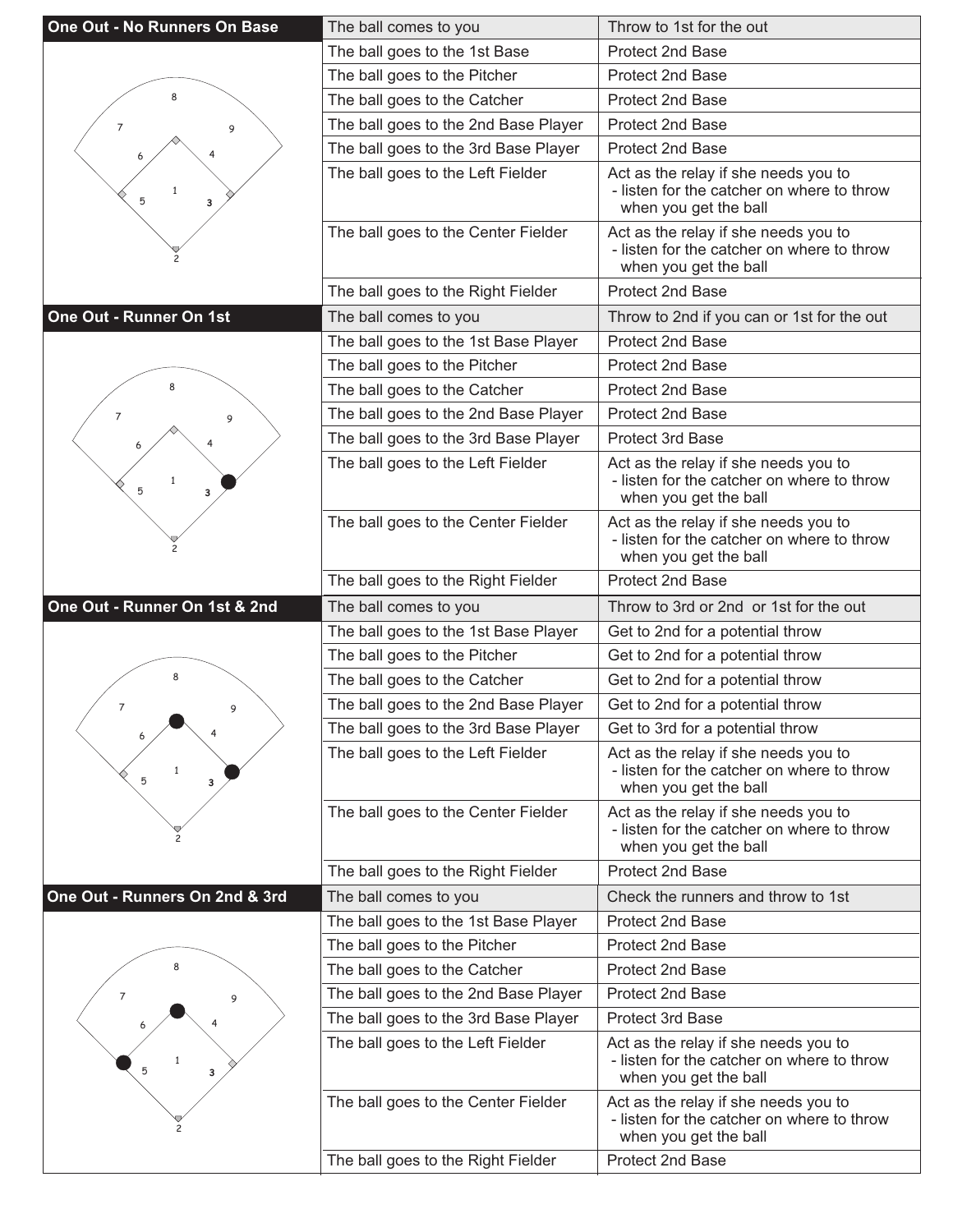## One Out - No Runners On Base

| Situation | Action |
| --- | --- |
| The ball comes to you | Throw to 1st for the out |
| The ball goes to the 1st Base | Protect 2nd Base |
| The ball goes to the Pitcher | Protect 2nd Base |
| The ball goes to the Catcher | Protect 2nd Base |
| The ball goes to the 2nd Base Player | Protect 2nd Base |
| The ball goes to the 3rd Base Player | Protect 2nd Base |
| The ball goes to the Left Fielder | Act as the relay if she needs you to - listen for the catcher on where to throw when you get the ball |
| The ball goes to the Center Fielder | Act as the relay if she needs you to - listen for the catcher on where to throw when you get the ball |
| The ball goes to the Right Fielder | Protect 2nd Base |

## One Out - Runner On 1st

| Situation | Action |
| --- | --- |
| The ball comes to you | Throw to 2nd if you can or 1st for the out |
| The ball goes to the 1st Base Player | Protect 2nd Base |
| The ball goes to the Pitcher | Protect 2nd Base |
| The ball goes to the Catcher | Protect 2nd Base |
| The ball goes to the 2nd Base Player | Protect 2nd Base |
| The ball goes to the 3rd Base Player | Protect 3rd Base |
| The ball goes to the Left Fielder | Act as the relay if she needs you to - listen for the catcher on where to throw when you get the ball |
| The ball goes to the Center Fielder | Act as the relay if she needs you to - listen for the catcher on where to throw when you get the ball |
| The ball goes to the Right Fielder | Protect 2nd Base |

## One Out - Runner On 1st & 2nd

| Situation | Action |
| --- | --- |
| The ball comes to you | Throw to 3rd or 2nd or 1st for the out |
| The ball goes to the 1st Base Player | Get to 2nd for a potential throw |
| The ball goes to the Pitcher | Get to 2nd for a potential throw |
| The ball goes to the Catcher | Get to 2nd for a potential throw |
| The ball goes to the 2nd Base Player | Get to 2nd for a potential throw |
| The ball goes to the 3rd Base Player | Get to 3rd for a potential throw |
| The ball goes to the Left Fielder | Act as the relay if she needs you to - listen for the catcher on where to throw when you get the ball |
| The ball goes to the Center Fielder | Act as the relay if she needs you to - listen for the catcher on where to throw when you get the ball |
| The ball goes to the Right Fielder | Protect 2nd Base |

## One Out - Runners On 2nd & 3rd

| Situation | Action |
| --- | --- |
| The ball comes to you | Check the runners and throw to 1st |
| The ball goes to the 1st Base Player | Protect 2nd Base |
| The ball goes to the Pitcher | Protect 2nd Base |
| The ball goes to the Catcher | Protect 2nd Base |
| The ball goes to the 2nd Base Player | Protect 2nd Base |
| The ball goes to the 3rd Base Player | Protect 3rd Base |
| The ball goes to the Left Fielder | Act as the relay if she needs you to - listen for the catcher on where to throw when you get the ball |
| The ball goes to the Center Fielder | Act as the relay if she needs you to - listen for the catcher on where to throw when you get the ball |
| The ball goes to the Right Fielder | Protect 2nd Base |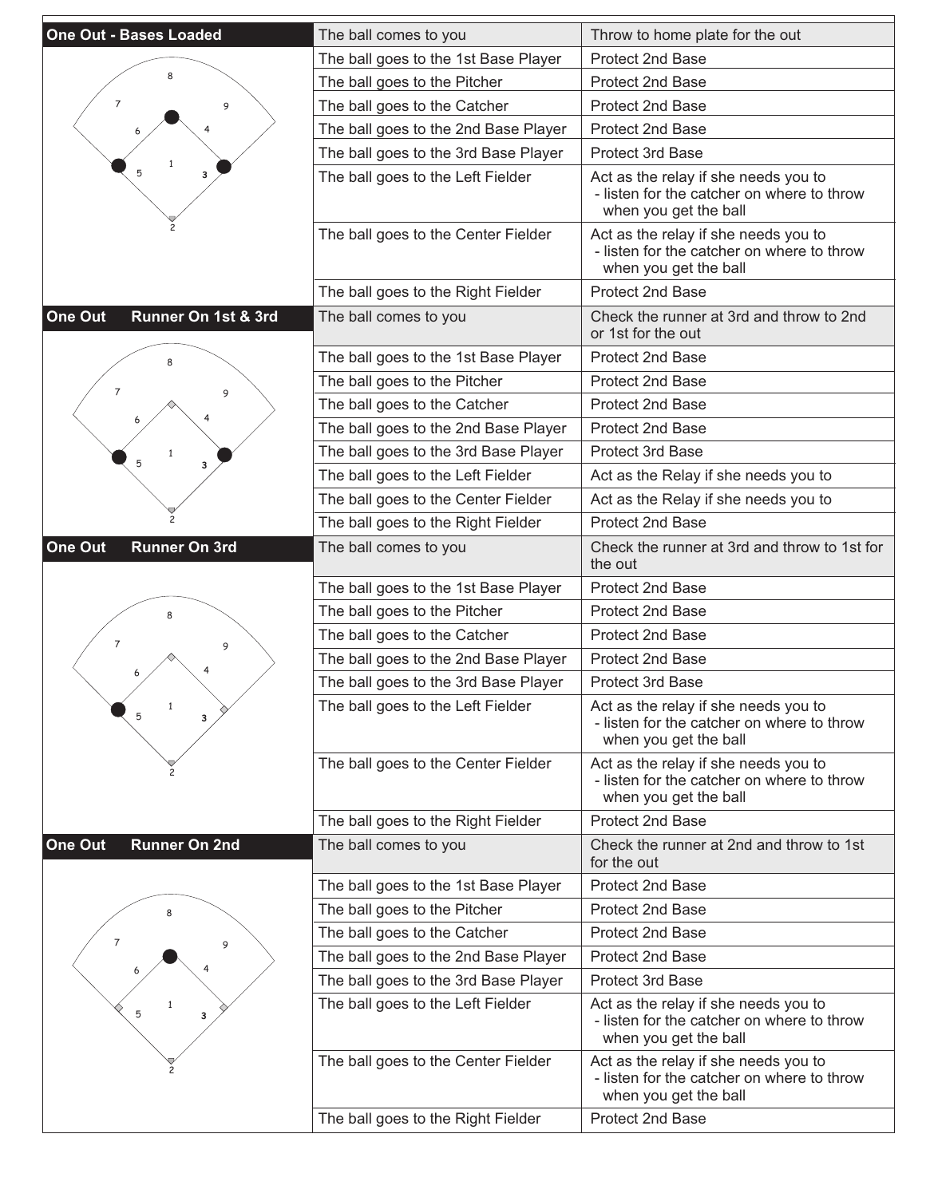| One Out - Bases Loaded | The ball comes to you | Throw to home plate for the out |
|---|---|---|
| | The ball goes to the 1st Base Player | Protect 2nd Base |
| | The ball goes to the Pitcher | Protect 2nd Base |
| | The ball goes to the Catcher | Protect 2nd Base |
| | The ball goes to the 2nd Base Player | Protect 2nd Base |
| | The ball goes to the 3rd Base Player | Protect 3rd Base |
| | The ball goes to the Left Fielder | Act as the relay if she needs you to - listen for the catcher on where to throw when you get the ball |
| | The ball goes to the Center Fielder | Act as the relay if she needs you to - listen for the catcher on where to throw when you get the ball |
| | The ball goes to the Right Fielder | Protect 2nd Base |
| **One Out Runner On 1st & 3rd** | The ball comes to you | Check the runner at 3rd and throw to 2nd or 1st for the out |
| | The ball goes to the 1st Base Player | Protect 2nd Base |
| | The ball goes to the Pitcher | Protect 2nd Base |
| | The ball goes to the Catcher | Protect 2nd Base |
| | The ball goes to the 2nd Base Player | Protect 2nd Base |
| | The ball goes to the 3rd Base Player | Protect 3rd Base |
| | The ball goes to the Left Fielder | Act as the Relay if she needs you to |
| | The ball goes to the Center Fielder | Act as the Relay if she needs you to |
| | The ball goes to the Right Fielder | Protect 2nd Base |
| **One Out Runner On 3rd** | The ball comes to you | Check the runner at 3rd and throw to 1st for the out |
| | The ball goes to the 1st Base Player | Protect 2nd Base |
| | The ball goes to the Pitcher | Protect 2nd Base |
| | The ball goes to the Catcher | Protect 2nd Base |
| | The ball goes to the 2nd Base Player | Protect 2nd Base |
| | The ball goes to the 3rd Base Player | Protect 3rd Base |
| | The ball goes to the Left Fielder | Act as the relay if she needs you to - listen for the catcher on where to throw when you get the ball |
| | The ball goes to the Center Fielder | Act as the relay if she needs you to - listen for the catcher on where to throw when you get the ball |
| | The ball goes to the Right Fielder | Protect 2nd Base |
| **One Out Runner On 2nd** | The ball comes to you | Check the runner at 2nd and throw to 1st for the out |
| | The ball goes to the 1st Base Player | Protect 2nd Base |
| | The ball goes to the Pitcher | Protect 2nd Base |
| | The ball goes to the Catcher | Protect 2nd Base |
| | The ball goes to the 2nd Base Player | Protect 2nd Base |
| | The ball goes to the 3rd Base Player | Protect 3rd Base |
| | The ball goes to the Left Fielder | Act as the relay if she needs you to - listen for the catcher on where to throw when you get the ball |
| | The ball goes to the Center Fielder | Act as the relay if she needs you to - listen for the catcher on where to throw when you get the ball |
| | The ball goes to the Right Fielder | Protect 2nd Base |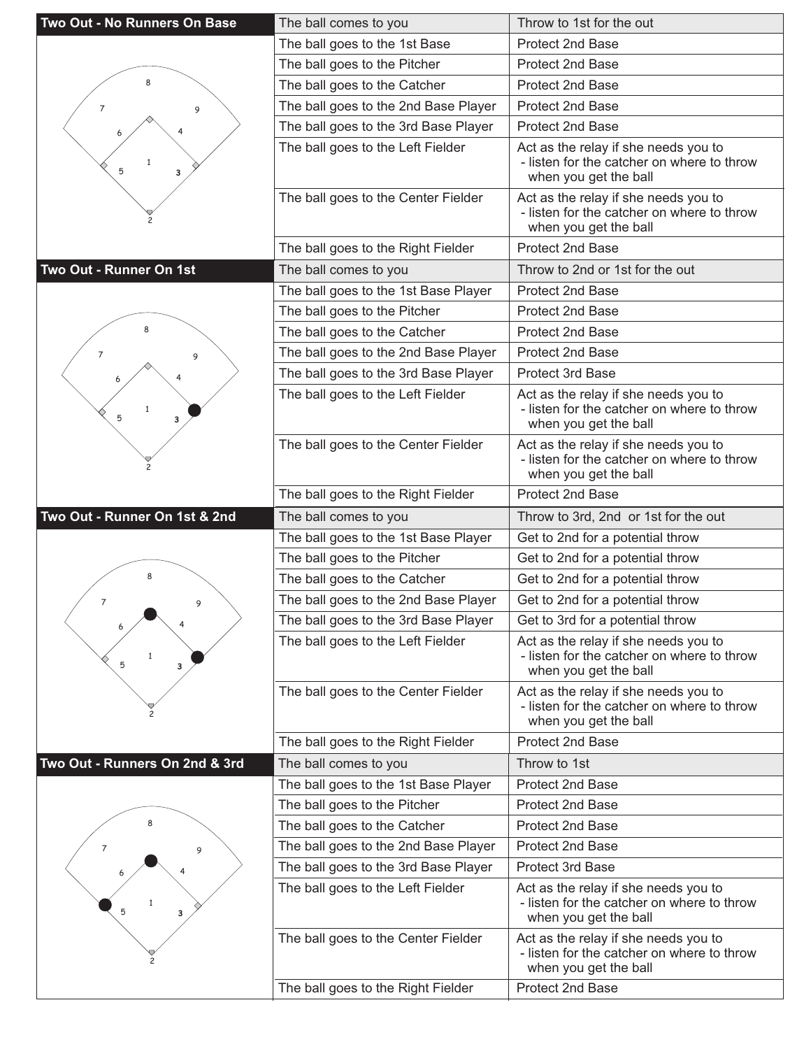## Two Out - No Runners On Base

| Situation | Action |
|---|---|
| The ball comes to you | Throw to 1st for the out |
| The ball goes to the 1st Base | Protect 2nd Base |
| The ball goes to the Pitcher | Protect 2nd Base |
| The ball goes to the Catcher | Protect 2nd Base |
| The ball goes to the 2nd Base Player | Protect 2nd Base |
| The ball goes to the 3rd Base Player | Protect 2nd Base |
| The ball goes to the Left Fielder | Act as the relay if she needs you to - listen for the catcher on where to throw when you get the ball |
| The ball goes to the Center Fielder | Act as the relay if she needs you to - listen for the catcher on where to throw when you get the ball |
| The ball goes to the Right Fielder | Protect 2nd Base |

## Two Out - Runner On 1st

| Situation | Action |
|---|---|
| The ball comes to you | Throw to 2nd or 1st for the out |
| The ball goes to the 1st Base Player | Protect 2nd Base |
| The ball goes to the Pitcher | Protect 2nd Base |
| The ball goes to the Catcher | Protect 2nd Base |
| The ball goes to the 2nd Base Player | Protect 2nd Base |
| The ball goes to the 3rd Base Player | Protect 3rd Base |
| The ball goes to the Left Fielder | Act as the relay if she needs you to - listen for the catcher on where to throw when you get the ball |
| The ball goes to the Center Fielder | Act as the relay if she needs you to - listen for the catcher on where to throw when you get the ball |
| The ball goes to the Right Fielder | Protect 2nd Base |

## Two Out - Runner On 1st & 2nd

| Situation | Action |
|---|---|
| The ball comes to you | Throw to 3rd, 2nd or 1st for the out |
| The ball goes to the 1st Base Player | Get to 2nd for a potential throw |
| The ball goes to the Pitcher | Get to 2nd for a potential throw |
| The ball goes to the Catcher | Get to 2nd for a potential throw |
| The ball goes to the 2nd Base Player | Get to 2nd for a potential throw |
| The ball goes to the 3rd Base Player | Get to 3rd for a potential throw |
| The ball goes to the Left Fielder | Act as the relay if she needs you to - listen for the catcher on where to throw when you get the ball |
| The ball goes to the Center Fielder | Act as the relay if she needs you to - listen for the catcher on where to throw when you get the ball |
| The ball goes to the Right Fielder | Protect 2nd Base |

## Two Out - Runners On 2nd & 3rd

| Situation | Action |
|---|---|
| The ball comes to you | Throw to 1st |
| The ball goes to the 1st Base Player | Protect 2nd Base |
| The ball goes to the Pitcher | Protect 2nd Base |
| The ball goes to the Catcher | Protect 2nd Base |
| The ball goes to the 2nd Base Player | Protect 2nd Base |
| The ball goes to the 3rd Base Player | Protect 3rd Base |
| The ball goes to the Left Fielder | Act as the relay if she needs you to - listen for the catcher on where to throw when you get the ball |
| The ball goes to the Center Fielder | Act as the relay if she needs you to - listen for the catcher on where to throw when you get the ball |
| The ball goes to the Right Fielder | Protect 2nd Base |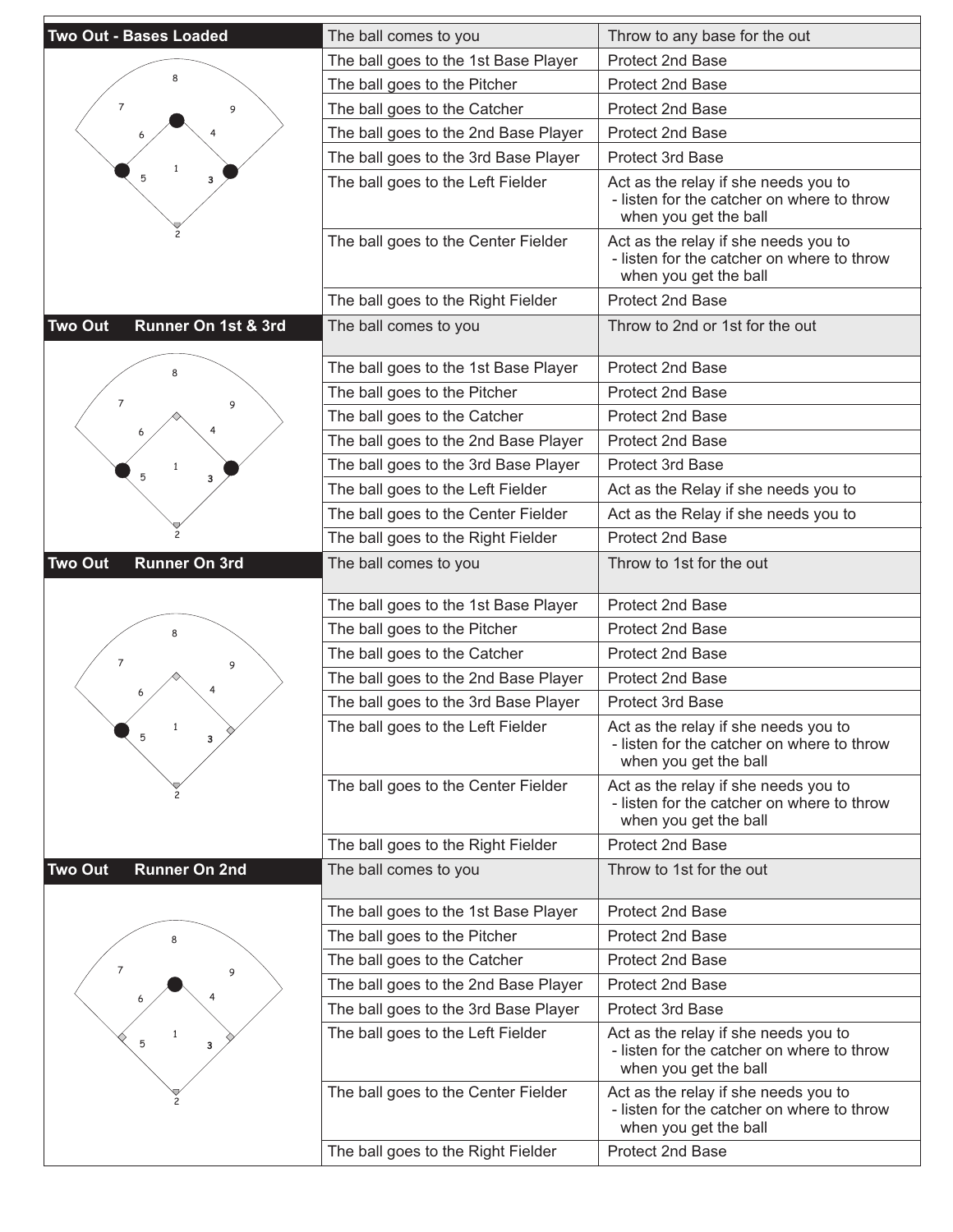| | | |
|---|---|---|
| **Two Out - Bases Loaded** | The ball comes to you | Throw to any base for the out |
| 8<br>7 9<br>6 4<br>5 1 3<br>2 | The ball goes to the 1st Base Player | Protect 2nd Base |
| | The ball goes to the Pitcher | Protect 2nd Base |
| | The ball goes to the Catcher | Protect 2nd Base |
| | The ball goes to the 2nd Base Player | Protect 2nd Base |
| | The ball goes to the 3rd Base Player | Protect 3rd Base |
| | The ball goes to the Left Fielder | Act as the relay if she needs you to<br>- listen for the catcher on where to throw when you get the ball |
| | The ball goes to the Center Fielder | Act as the relay if she needs you to<br>- listen for the catcher on where to throw when you get the ball |
| | The ball goes to the Right Fielder | Protect 2nd Base |
| **Two Out Runner On 1st & 3rd** | The ball comes to you | Throw to 2nd or 1st for the out |
| 8<br>7 9<br>6 4<br>5 1 3<br>2 | The ball goes to the 1st Base Player | Protect 2nd Base |
| | The ball goes to the Pitcher | Protect 2nd Base |
| | The ball goes to the Catcher | Protect 2nd Base |
| | The ball goes to the 2nd Base Player | Protect 2nd Base |
| | The ball goes to the 3rd Base Player | Protect 3rd Base |
| | The ball goes to the Left Fielder | Act as the Relay if she needs you to |
| | The ball goes to the Center Fielder | Act as the Relay if she needs you to |
| | The ball goes to the Right Fielder | Protect 2nd Base |
| **Two Out Runner On 3rd** | The ball comes to you | Throw to 1st for the out |
| 8<br>7 9<br>6 4<br>5 1 3<br>2 | The ball goes to the 1st Base Player | Protect 2nd Base |
| | The ball goes to the Pitcher | Protect 2nd Base |
| | The ball goes to the Catcher | Protect 2nd Base |
| | The ball goes to the 2nd Base Player | Protect 2nd Base |
| | The ball goes to the 3rd Base Player | Protect 3rd Base |
| | The ball goes to the Left Fielder | Act as the relay if she needs you to<br>- listen for the catcher on where to throw when you get the ball |
| | The ball goes to the Center Fielder | Act as the relay if she needs you to<br>- listen for the catcher on where to throw when you get the ball |
| | The ball goes to the Right Fielder | Protect 2nd Base |
| **Two Out Runner On 2nd** | The ball comes to you | Throw to 1st for the out |
| 8<br>7 9<br>6 4<br>5 1 3<br>2 | The ball goes to the 1st Base Player | Protect 2nd Base |
| | The ball goes to the Pitcher | Protect 2nd Base |
| | The ball goes to the Catcher | Protect 2nd Base |
| | The ball goes to the 2nd Base Player | Protect 2nd Base |
| | The ball goes to the 3rd Base Player | Protect 3rd Base |
| | The ball goes to the Left Fielder | Act as the relay if she needs you to<br>- listen for the catcher on where to throw when you get the ball |
| | The ball goes to the Center Fielder | Act as the relay if she needs you to<br>- listen for the catcher on where to throw when you get the ball |
| | The ball goes to the Right Fielder | Protect 2nd Base |